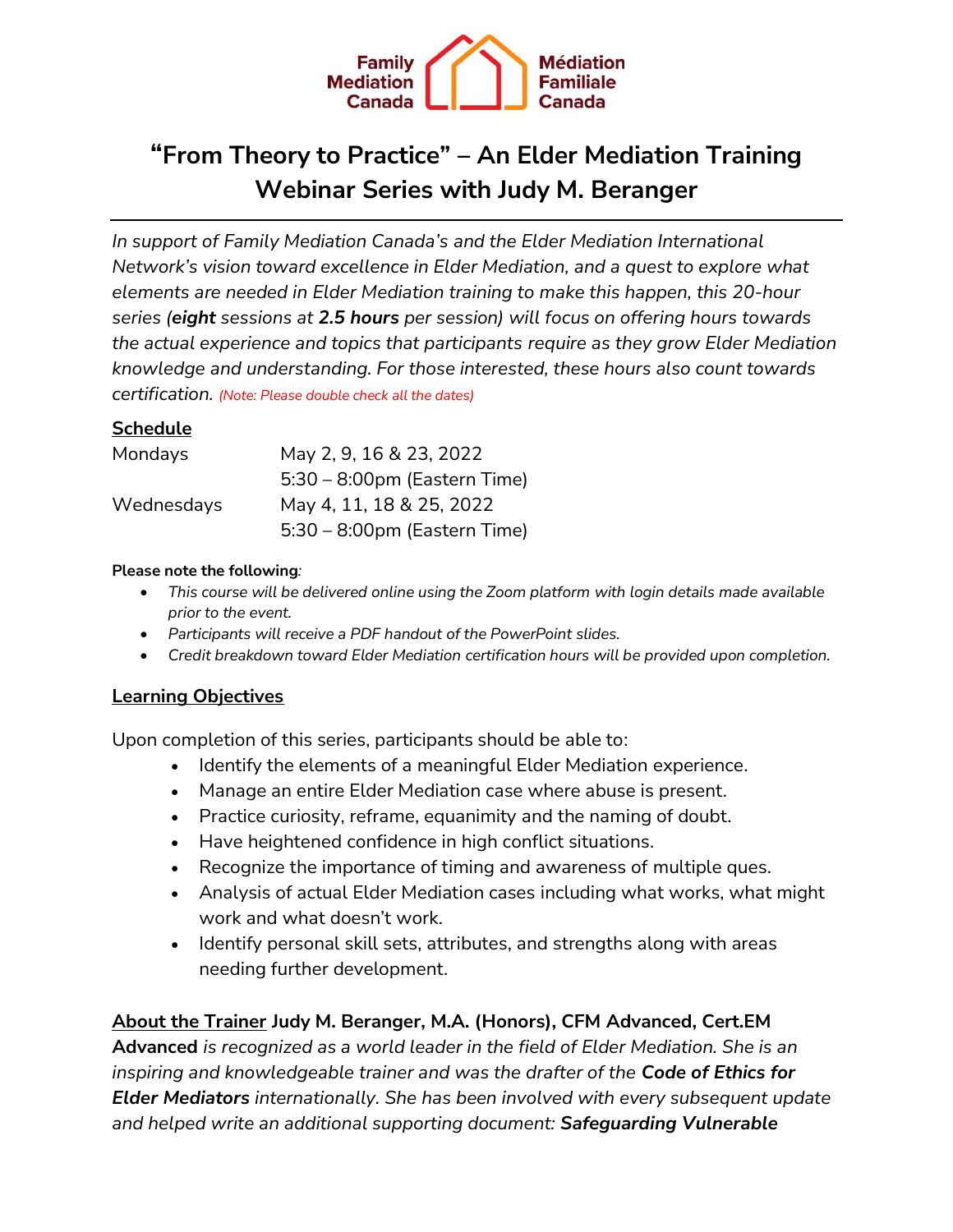Family Mediation Canada | Médiation Familiale Canada

# "From Theory to Practice" – An Elder Mediation Training Webinar Series with Judy M. Beranger

*In support of Family Mediation Canada's and the Elder Mediation International Network's vision toward excellence in Elder Mediation, and a quest to explore what elements are needed in Elder Mediation training to make this happen, this 20-hour series (**eight** sessions at **2.5 hours** per session) will focus on offering hours towards the actual experience and topics that participants require as they grow Elder Mediation knowledge and understanding. For those interested, these hours also count towards certification.* *(Note: Please double check all the dates)*

## Schedule

| | |
|---|---|
| Mondays | May 2, 9, 16 & 23, 2022 |
| | 5:30 – 8:00pm (Eastern Time) |
| Wednesdays | May 4, 11, 18 & 25, 2022 |
| | 5:30 – 8:00pm (Eastern Time) |

**Please note the following***:*

- *This course will be delivered online using the Zoom platform with login details made available prior to the event.*
- *Participants will receive a PDF handout of the PowerPoint slides.*
- *Credit breakdown toward Elder Mediation certification hours will be provided upon completion.*

## Learning Objectives

Upon completion of this series, participants should be able to:

- Identify the elements of a meaningful Elder Mediation experience.
- Manage an entire Elder Mediation case where abuse is present.
- Practice curiosity, reframe, equanimity and the naming of doubt.
- Have heightened confidence in high conflict situations.
- Recognize the importance of timing and awareness of multiple ques.
- Analysis of actual Elder Mediation cases including what works, what might work and what doesn't work.
- Identify personal skill sets, attributes, and strengths along with areas needing further development.

**About the Trainer** **Judy M. Beranger, M.A. (Honors), CFM Advanced, Cert.EM Advanced** *is recognized as a world leader in the field of Elder Mediation. She is an inspiring and knowledgeable trainer and was the drafter of the **Code of Ethics for Elder Mediators** internationally. She has been involved with every subsequent update and helped write an additional supporting document: **Safeguarding Vulnerable***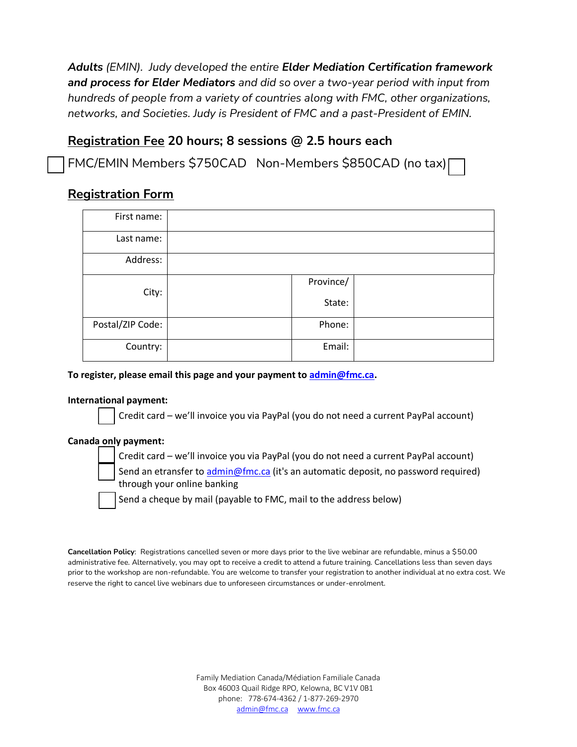***Adults** (EMIN). Judy developed the entire **Elder Mediation Certification framework and process for Elder Mediators** and did so over a two-year period with input from hundreds of people from a variety of countries along with FMC, other organizations, networks, and Societies. Judy is President of FMC and a past-President of EMIN.*

## <u>Registration Fee</u> 20 hours; 8 sessions @ 2.5 hours each

☐ FMC/EMIN Members $750CAD   Non-Members $850CAD (no tax) ☐

## <u>Registration Form</u>

| | | | |
|---|---|---|---|
| First name: | | | |
| Last name: | | | |
| Address: | | | |
| City: | | Province/ State: | |
| Postal/ZIP Code: | | Phone: | |
| Country: | | Email: | |

**To register, please email this page and your payment to admin@fmc.ca.**

**International payment:**

☐ Credit card – we'll invoice you via PayPal (you do not need a current PayPal account)

**Canada only payment:**

☐ Credit card – we'll invoice you via PayPal (you do not need a current PayPal account)
☐ Send an etransfer to admin@fmc.ca (it's an automatic deposit, no password required) through your online banking
☐ Send a cheque by mail (payable to FMC, mail to the address below)

**Cancellation Policy**: Registrations cancelled seven or more days prior to the live webinar are refundable, minus a $50.00 administrative fee. Alternatively, you may opt to receive a credit to attend a future training. Cancellations less than seven days prior to the workshop are non-refundable. You are welcome to transfer your registration to another individual at no extra cost. We reserve the right to cancel live webinars due to unforeseen circumstances or under-enrolment.

Family Mediation Canada/Médiation Familiale Canada
Box 46003 Quail Ridge RPO, Kelowna, BC V1V 0B1
phone: 778-674-4362 / 1-877-269-2970
admin@fmc.ca www.fmc.ca